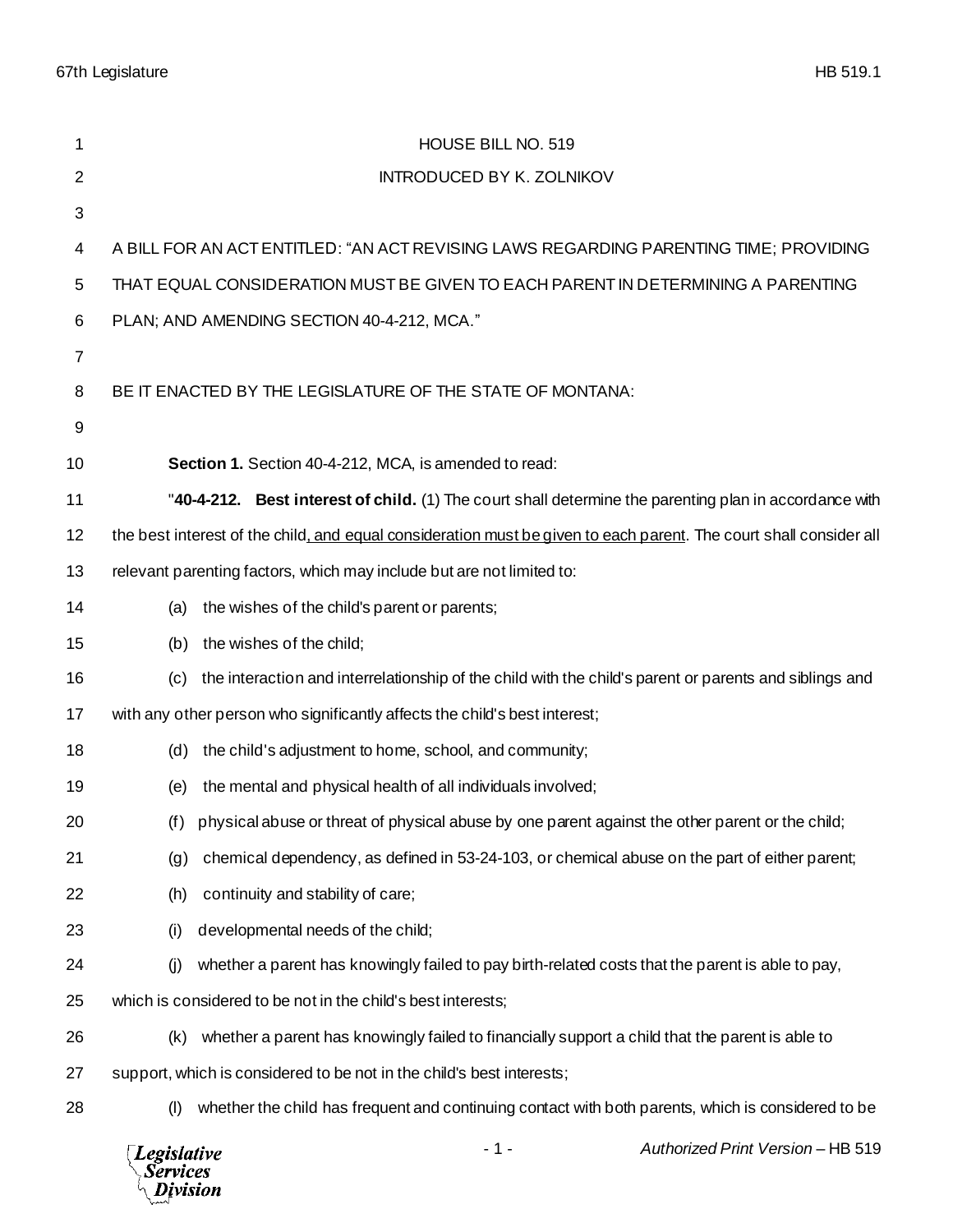HOUSE BILL NO. 519

INTRODUCED BY K. ZOLNIKOV

A BILL FOR AN ACT ENTITLED: "AN ACT REVISING LAWS REGARDING PARENTING TIME; PROVIDING THAT EQUAL CONSIDERATION MUST BE GIVEN TO EACH PARENT IN DETERMINING A PARENTING PLAN; AND AMENDING SECTION 40-4-212, MCA."

BE IT ENACTED BY THE LEGISLATURE OF THE STATE OF MONTANA:

**Section 1.** Section 40-4-212, MCA, is amended to read:

"**40-4-212. Best interest of child.** (1) The court shall determine the parenting plan in accordance with the best interest of the child<u>, and equal consideration must be given to each parent</u>. The court shall consider all relevant parenting factors, which may include but are not limited to:

(a) the wishes of the child's parent or parents;

(b) the wishes of the child;

(c) the interaction and interrelationship of the child with the child's parent or parents and siblings and with any other person who significantly affects the child's best interest;

(d) the child's adjustment to home, school, and community;

(e) the mental and physical health of all individuals involved;

(f) physical abuse or threat of physical abuse by one parent against the other parent or the child;

(g) chemical dependency, as defined in 53-24-103, or chemical abuse on the part of either parent;

(h) continuity and stability of care;

(i) developmental needs of the child;

(j) whether a parent has knowingly failed to pay birth-related costs that the parent is able to pay, which is considered to be not in the child's best interests;

(k) whether a parent has knowingly failed to financially support a child that the parent is able to support, which is considered to be not in the child's best interests;

(l) whether the child has frequent and continuing contact with both parents, which is considered to be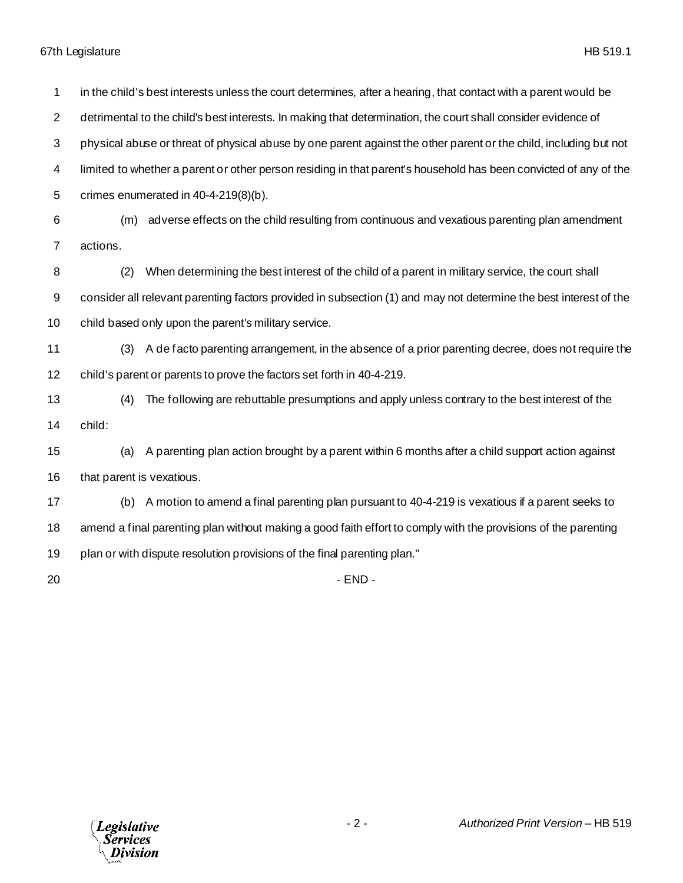in the child's best interests unless the court determines, after a hearing, that contact with a parent would be detrimental to the child's best interests. In making that determination, the court shall consider evidence of physical abuse or threat of physical abuse by one parent against the other parent or the child, including but not limited to whether a parent or other person residing in that parent's household has been convicted of any of the crimes enumerated in 40-4-219(8)(b).

(m) adverse effects on the child resulting from continuous and vexatious parenting plan amendment actions.

(2) When determining the best interest of the child of a parent in military service, the court shall consider all relevant parenting factors provided in subsection (1) and may not determine the best interest of the child based only upon the parent's military service.

(3) A de facto parenting arrangement, in the absence of a prior parenting decree, does not require the child's parent or parents to prove the factors set forth in 40-4-219.

(4) The following are rebuttable presumptions and apply unless contrary to the best interest of the child:

(a) A parenting plan action brought by a parent within 6 months after a child support action against that parent is vexatious.

(b) A motion to amend a final parenting plan pursuant to 40-4-219 is vexatious if a parent seeks to amend a final parenting plan without making a good faith effort to comply with the provisions of the parenting plan or with dispute resolution provisions of the final parenting plan."

- END -